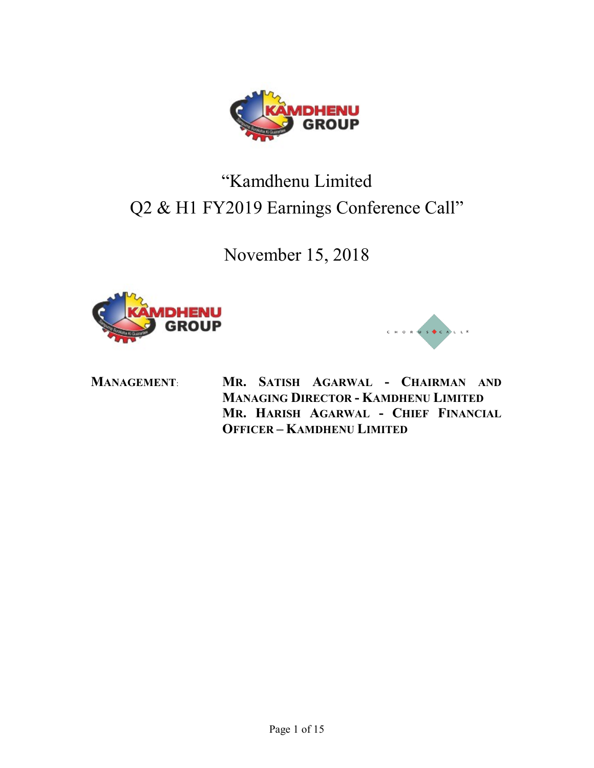# "Kamdhenu Limited Q2 & H1 FY2019 Earnings Conference Call"

November 15, 2018

**MANAGEMENT:** **MR. SATISH AGARWAL - CHAIRMAN AND MANAGING DIRECTOR - KAMDHENU LIMITED**
**MR. HARISH AGARWAL - CHIEF FINANCIAL OFFICER – KAMDHENU LIMITED**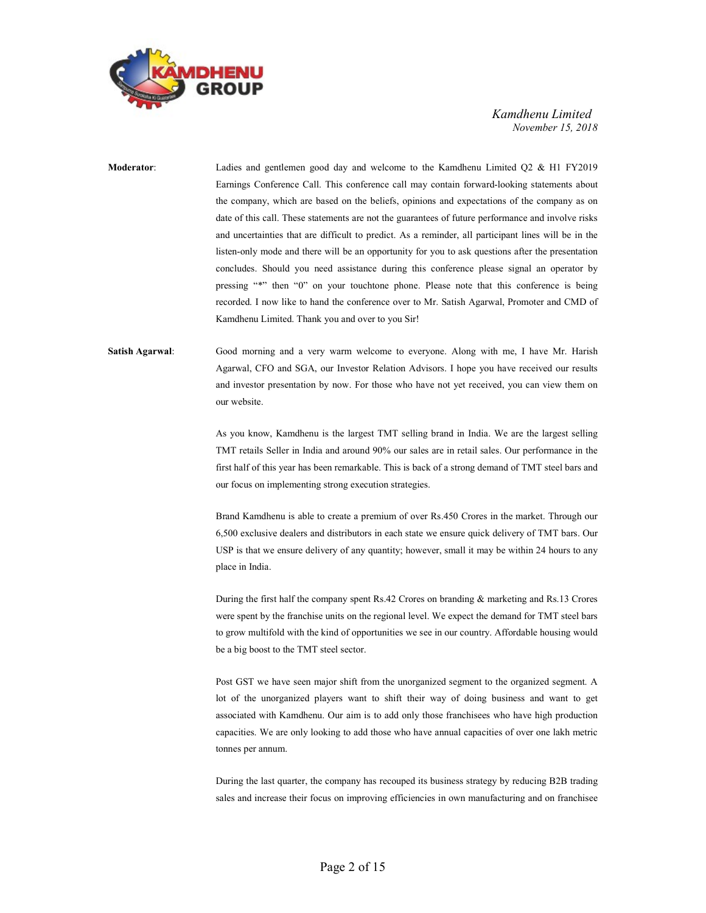**Moderator**: Ladies and gentlemen good day and welcome to the Kamdhenu Limited Q2 & H1 FY2019 Earnings Conference Call. This conference call may contain forward-looking statements about the company, which are based on the beliefs, opinions and expectations of the company as on date of this call. These statements are not the guarantees of future performance and involve risks and uncertainties that are difficult to predict. As a reminder, all participant lines will be in the listen-only mode and there will be an opportunity for you to ask questions after the presentation concludes. Should you need assistance during this conference please signal an operator by pressing "*" then "0" on your touchtone phone. Please note that this conference is being recorded. I now like to hand the conference over to Mr. Satish Agarwal, Promoter and CMD of Kamdhenu Limited. Thank you and over to you Sir!

**Satish Agarwal**: Good morning and a very warm welcome to everyone. Along with me, I have Mr. Harish Agarwal, CFO and SGA, our Investor Relation Advisors. I hope you have received our results and investor presentation by now. For those who have not yet received, you can view them on our website.

As you know, Kamdhenu is the largest TMT selling brand in India. We are the largest selling TMT retails Seller in India and around 90% our sales are in retail sales. Our performance in the first half of this year has been remarkable. This is back of a strong demand of TMT steel bars and our focus on implementing strong execution strategies.

Brand Kamdhenu is able to create a premium of over Rs.450 Crores in the market. Through our 6,500 exclusive dealers and distributors in each state we ensure quick delivery of TMT bars. Our USP is that we ensure delivery of any quantity; however, small it may be within 24 hours to any place in India.

During the first half the company spent Rs.42 Crores on branding & marketing and Rs.13 Crores were spent by the franchise units on the regional level. We expect the demand for TMT steel bars to grow multifold with the kind of opportunities we see in our country. Affordable housing would be a big boost to the TMT steel sector.

Post GST we have seen major shift from the unorganized segment to the organized segment. A lot of the unorganized players want to shift their way of doing business and want to get associated with Kamdhenu. Our aim is to add only those franchisees who have high production capacities. We are only looking to add those who have annual capacities of over one lakh metric tonnes per annum.

During the last quarter, the company has recouped its business strategy by reducing B2B trading sales and increase their focus on improving efficiencies in own manufacturing and on franchisee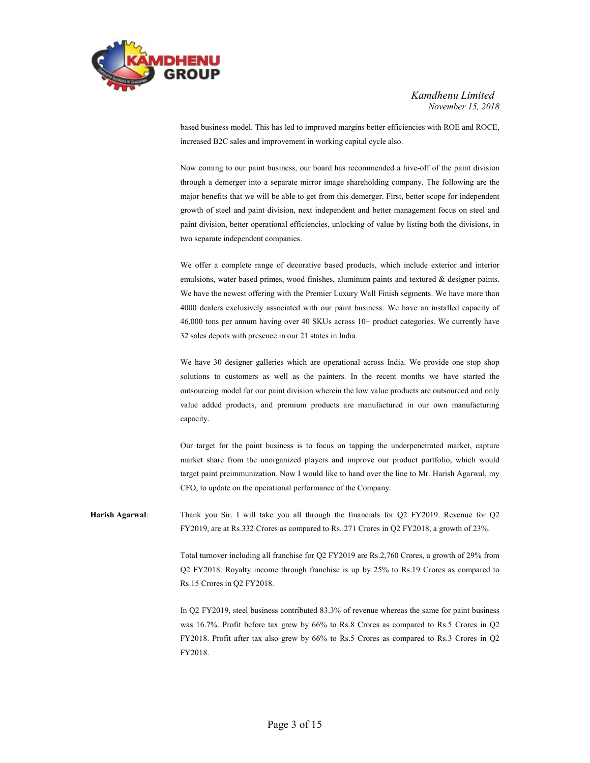based business model. This has led to improved margins better efficiencies with ROE and ROCE, increased B2C sales and improvement in working capital cycle also.

Now coming to our paint business, our board has recommended a hive-off of the paint division through a demerger into a separate mirror image shareholding company. The following are the major benefits that we will be able to get from this demerger. First, better scope for independent growth of steel and paint division, next independent and better management focus on steel and paint division, better operational efficiencies, unlocking of value by listing both the divisions, in two separate independent companies.

We offer a complete range of decorative based products, which include exterior and interior emulsions, water based primes, wood finishes, aluminum paints and textured & designer paints. We have the newest offering with the Premier Luxury Wall Finish segments. We have more than 4000 dealers exclusively associated with our paint business. We have an installed capacity of 46,000 tons per annum having over 40 SKUs across 10+ product categories. We currently have 32 sales depots with presence in our 21 states in India.

We have 30 designer galleries which are operational across India. We provide one stop shop solutions to customers as well as the painters. In the recent months we have started the outsourcing model for our paint division wherein the low value products are outsourced and only value added products, and premium products are manufactured in our own manufacturing capacity.

Our target for the paint business is to focus on tapping the underpenetrated market, capture market share from the unorganized players and improve our product portfolio, which would target paint preimmunization. Now I would like to hand over the line to Mr. Harish Agarwal, my CFO, to update on the operational performance of the Company.

**Harish Agarwal**: Thank you Sir. I will take you all through the financials for Q2 FY2019. Revenue for Q2 FY2019, are at Rs.332 Crores as compared to Rs. 271 Crores in Q2 FY2018, a growth of 23%.

Total turnover including all franchise for Q2 FY2019 are Rs.2,760 Crores, a growth of 29% from Q2 FY2018. Royalty income through franchise is up by 25% to Rs.19 Crores as compared to Rs.15 Crores in Q2 FY2018.

In Q2 FY2019, steel business contributed 83.3% of revenue whereas the same for paint business was 16.7%. Profit before tax grew by 66% to Rs.8 Crores as compared to Rs.5 Crores in Q2 FY2018. Profit after tax also grew by 66% to Rs.5 Crores as compared to Rs.3 Crores in Q2 FY2018.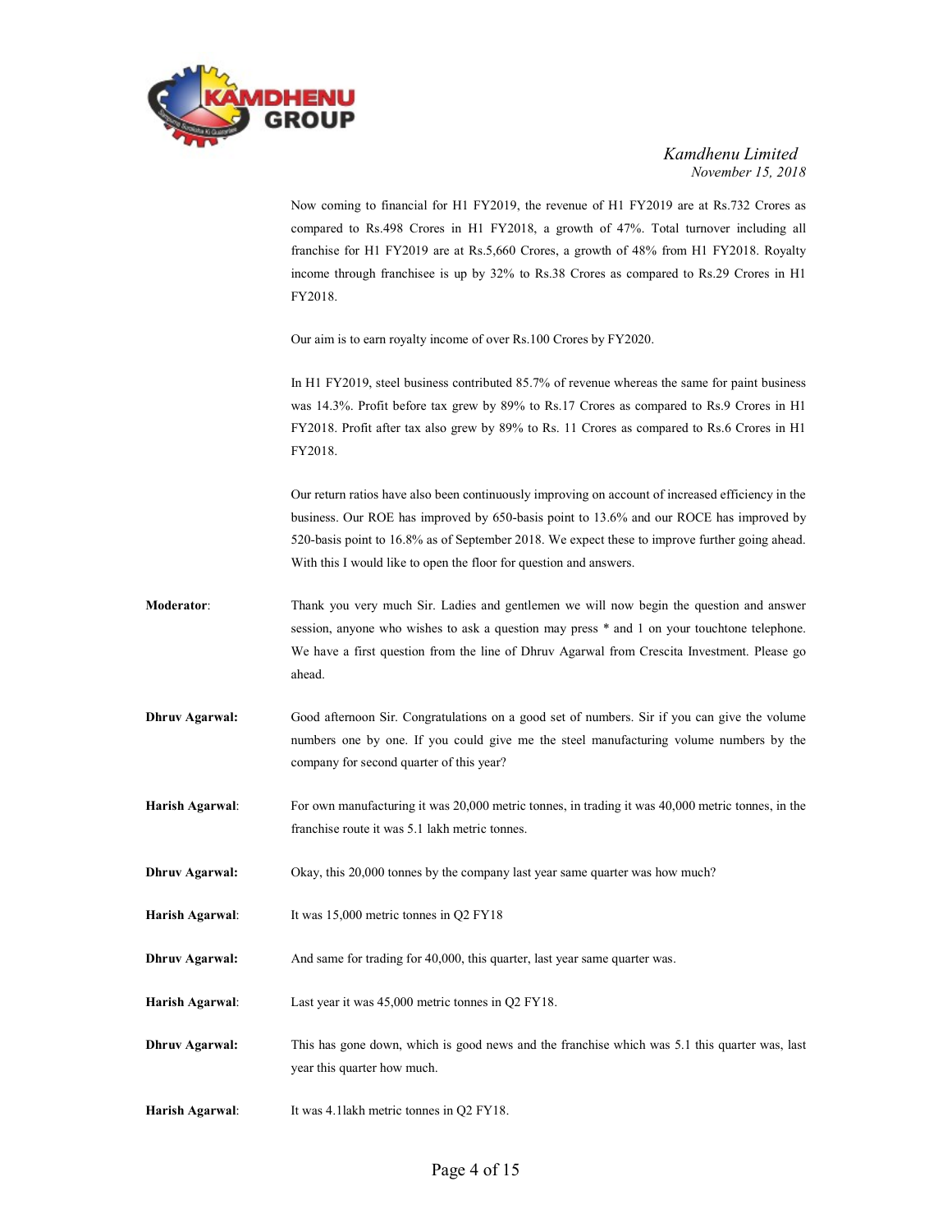Now coming to financial for H1 FY2019, the revenue of H1 FY2019 are at Rs.732 Crores as compared to Rs.498 Crores in H1 FY2018, a growth of 47%. Total turnover including all franchise for H1 FY2019 are at Rs.5,660 Crores, a growth of 48% from H1 FY2018. Royalty income through franchisee is up by 32% to Rs.38 Crores as compared to Rs.29 Crores in H1 FY2018.

Our aim is to earn royalty income of over Rs.100 Crores by FY2020.

In H1 FY2019, steel business contributed 85.7% of revenue whereas the same for paint business was 14.3%. Profit before tax grew by 89% to Rs.17 Crores as compared to Rs.9 Crores in H1 FY2018. Profit after tax also grew by 89% to Rs. 11 Crores as compared to Rs.6 Crores in H1 FY2018.

Our return ratios have also been continuously improving on account of increased efficiency in the business. Our ROE has improved by 650-basis point to 13.6% and our ROCE has improved by 520-basis point to 16.8% as of September 2018. We expect these to improve further going ahead. With this I would like to open the floor for question and answers.

**Moderator**: Thank you very much Sir. Ladies and gentlemen we will now begin the question and answer session, anyone who wishes to ask a question may press * and 1 on your touchtone telephone. We have a first question from the line of Dhruv Agarwal from Crescita Investment. Please go ahead.

**Dhruv Agarwal:** Good afternoon Sir. Congratulations on a good set of numbers. Sir if you can give the volume numbers one by one. If you could give me the steel manufacturing volume numbers by the company for second quarter of this year?

**Harish Agarwal**: For own manufacturing it was 20,000 metric tonnes, in trading it was 40,000 metric tonnes, in the franchise route it was 5.1 lakh metric tonnes.

**Dhruv Agarwal:** Okay, this 20,000 tonnes by the company last year same quarter was how much?

**Harish Agarwal**: It was 15,000 metric tonnes in Q2 FY18

**Dhruv Agarwal:** And same for trading for 40,000, this quarter, last year same quarter was.

**Harish Agarwal**: Last year it was 45,000 metric tonnes in Q2 FY18.

**Dhruv Agarwal:** This has gone down, which is good news and the franchise which was 5.1 this quarter was, last year this quarter how much.

**Harish Agarwal**: It was 4.1lakh metric tonnes in Q2 FY18.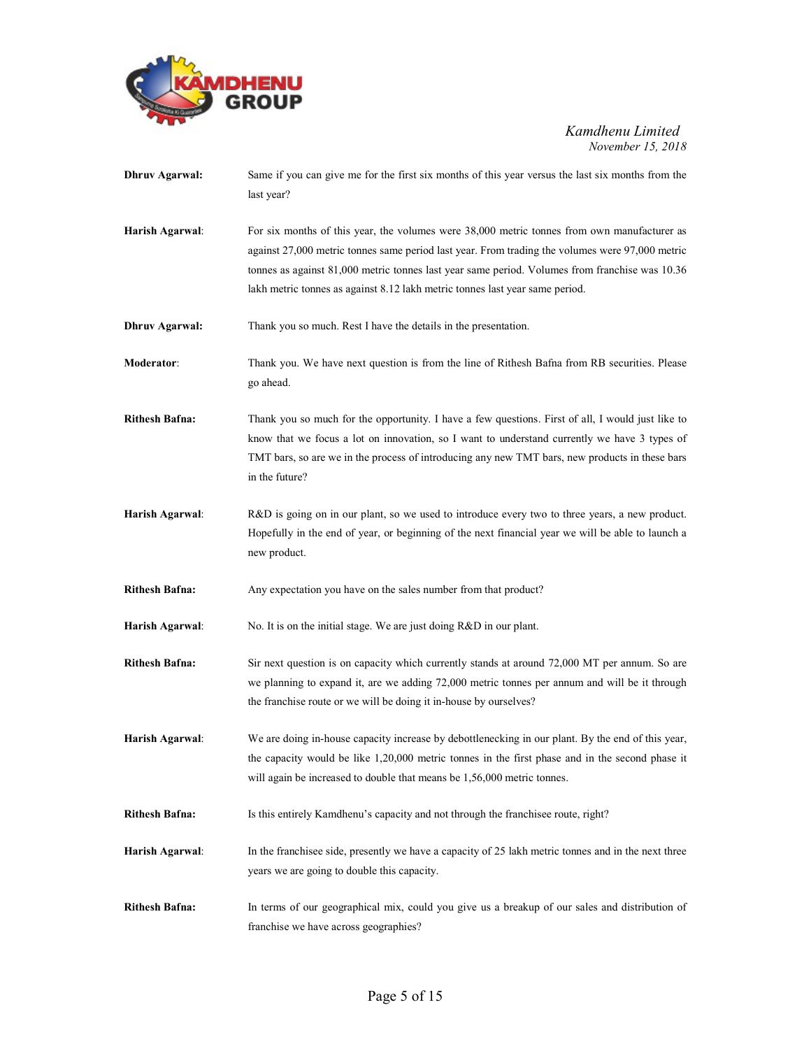**Dhruv Agarwal:** Same if you can give me for the first six months of this year versus the last six months from the last year?

**Harish Agarwal**: For six months of this year, the volumes were 38,000 metric tonnes from own manufacturer as against 27,000 metric tonnes same period last year. From trading the volumes were 97,000 metric tonnes as against 81,000 metric tonnes last year same period. Volumes from franchise was 10.36 lakh metric tonnes as against 8.12 lakh metric tonnes last year same period.

**Dhruv Agarwal:** Thank you so much. Rest I have the details in the presentation.

**Moderator**: Thank you. We have next question is from the line of Rithesh Bafna from RB securities. Please go ahead.

**Rithesh Bafna:** Thank you so much for the opportunity. I have a few questions. First of all, I would just like to know that we focus a lot on innovation, so I want to understand currently we have 3 types of TMT bars, so are we in the process of introducing any new TMT bars, new products in these bars in the future?

**Harish Agarwal**: R&D is going on in our plant, so we used to introduce every two to three years, a new product. Hopefully in the end of year, or beginning of the next financial year we will be able to launch a new product.

**Rithesh Bafna:** Any expectation you have on the sales number from that product?

**Harish Agarwal**: No. It is on the initial stage. We are just doing R&D in our plant.

**Rithesh Bafna:** Sir next question is on capacity which currently stands at around 72,000 MT per annum. So are we planning to expand it, are we adding 72,000 metric tonnes per annum and will be it through the franchise route or we will be doing it in-house by ourselves?

**Harish Agarwal**: We are doing in-house capacity increase by debottlenecking in our plant. By the end of this year, the capacity would be like 1,20,000 metric tonnes in the first phase and in the second phase it will again be increased to double that means be 1,56,000 metric tonnes.

**Rithesh Bafna:** Is this entirely Kamdhenu's capacity and not through the franchisee route, right?

**Harish Agarwal**: In the franchisee side, presently we have a capacity of 25 lakh metric tonnes and in the next three years we are going to double this capacity.

**Rithesh Bafna:** In terms of our geographical mix, could you give us a breakup of our sales and distribution of franchise we have across geographies?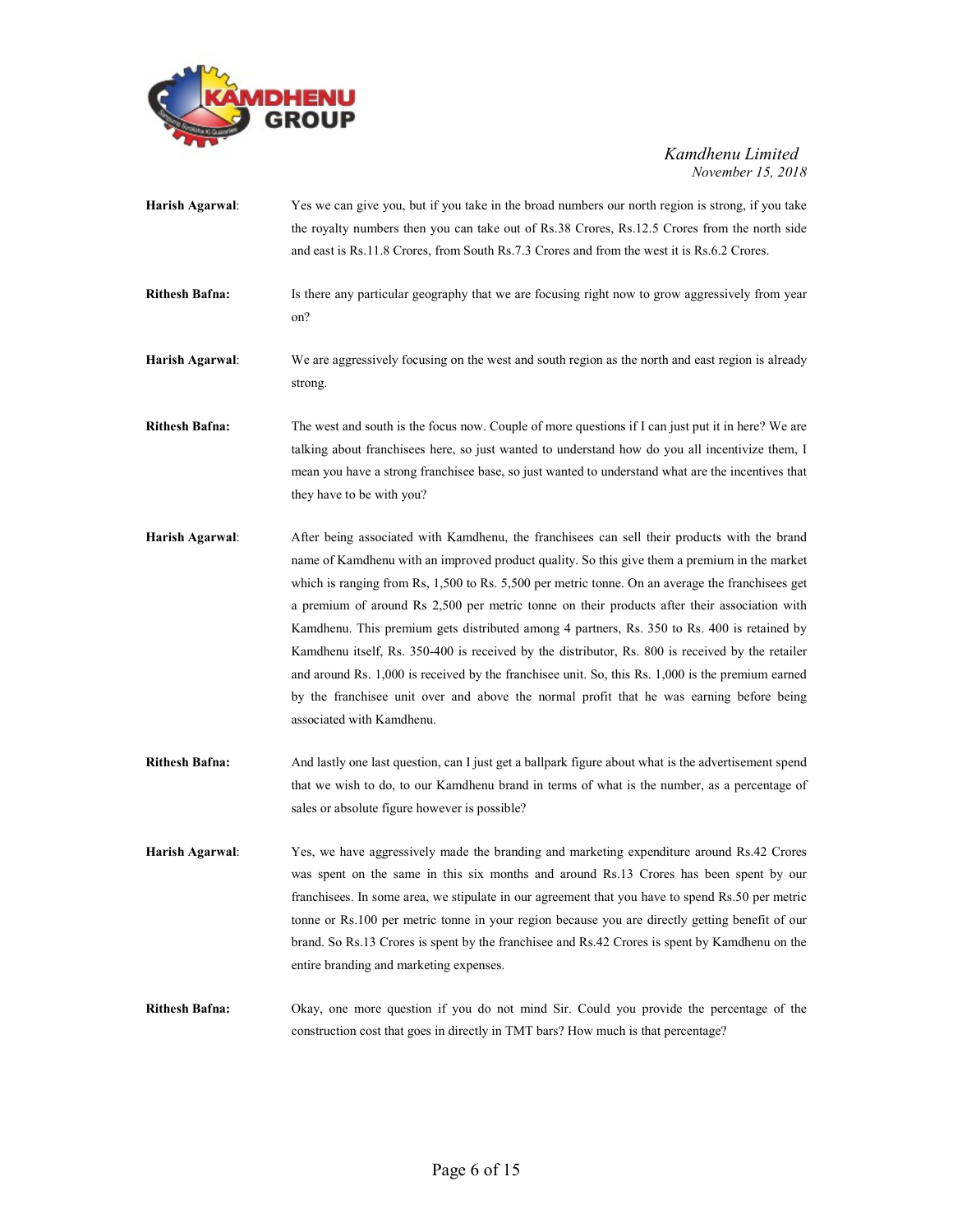**Harish Agarwal**: Yes we can give you, but if you take in the broad numbers our north region is strong, if you take the royalty numbers then you can take out of Rs.38 Crores, Rs.12.5 Crores from the north side and east is Rs.11.8 Crores, from South Rs.7.3 Crores and from the west it is Rs.6.2 Crores.

**Rithesh Bafna:** Is there any particular geography that we are focusing right now to grow aggressively from year on?

**Harish Agarwal**: We are aggressively focusing on the west and south region as the north and east region is already strong.

**Rithesh Bafna:** The west and south is the focus now. Couple of more questions if I can just put it in here? We are talking about franchisees here, so just wanted to understand how do you all incentivize them, I mean you have a strong franchisee base, so just wanted to understand what are the incentives that they have to be with you?

**Harish Agarwal**: After being associated with Kamdhenu, the franchisees can sell their products with the brand name of Kamdhenu with an improved product quality. So this give them a premium in the market which is ranging from Rs, 1,500 to Rs. 5,500 per metric tonne. On an average the franchisees get a premium of around Rs 2,500 per metric tonne on their products after their association with Kamdhenu. This premium gets distributed among 4 partners, Rs. 350 to Rs. 400 is retained by Kamdhenu itself, Rs. 350-400 is received by the distributor, Rs. 800 is received by the retailer and around Rs. 1,000 is received by the franchisee unit. So, this Rs. 1,000 is the premium earned by the franchisee unit over and above the normal profit that he was earning before being associated with Kamdhenu.

**Rithesh Bafna:** And lastly one last question, can I just get a ballpark figure about what is the advertisement spend that we wish to do, to our Kamdhenu brand in terms of what is the number, as a percentage of sales or absolute figure however is possible?

**Harish Agarwal**: Yes, we have aggressively made the branding and marketing expenditure around Rs.42 Crores was spent on the same in this six months and around Rs.13 Crores has been spent by our franchisees. In some area, we stipulate in our agreement that you have to spend Rs.50 per metric tonne or Rs.100 per metric tonne in your region because you are directly getting benefit of our brand. So Rs.13 Crores is spent by the franchisee and Rs.42 Crores is spent by Kamdhenu on the entire branding and marketing expenses.

**Rithesh Bafna:** Okay, one more question if you do not mind Sir. Could you provide the percentage of the construction cost that goes in directly in TMT bars? How much is that percentage?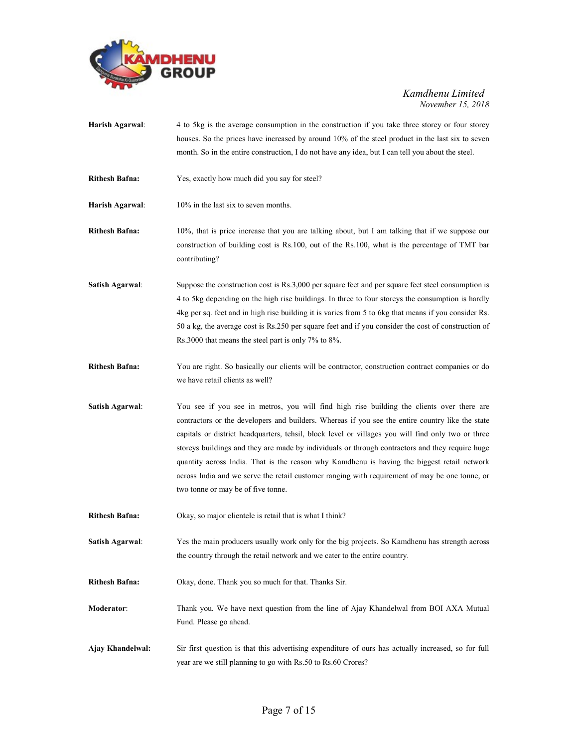**Harish Agarwal**: 4 to 5kg is the average consumption in the construction if you take three storey or four storey houses. So the prices have increased by around 10% of the steel product in the last six to seven month. So in the entire construction, I do not have any idea, but I can tell you about the steel.

**Rithesh Bafna:** Yes, exactly how much did you say for steel?

**Harish Agarwal**: 10% in the last six to seven months.

**Rithesh Bafna:** 10%, that is price increase that you are talking about, but I am talking that if we suppose our construction of building cost is Rs.100, out of the Rs.100, what is the percentage of TMT bar contributing?

**Satish Agarwal**: Suppose the construction cost is Rs.3,000 per square feet and per square feet steel consumption is 4 to 5kg depending on the high rise buildings. In three to four storeys the consumption is hardly 4kg per sq. feet and in high rise building it is varies from 5 to 6kg that means if you consider Rs. 50 a kg, the average cost is Rs.250 per square feet and if you consider the cost of construction of Rs.3000 that means the steel part is only 7% to 8%.

**Rithesh Bafna:** You are right. So basically our clients will be contractor, construction contract companies or do we have retail clients as well?

**Satish Agarwal**: You see if you see in metros, you will find high rise building the clients over there are contractors or the developers and builders. Whereas if you see the entire country like the state capitals or district headquarters, tehsil, block level or villages you will find only two or three storeys buildings and they are made by individuals or through contractors and they require huge quantity across India. That is the reason why Kamdhenu is having the biggest retail network across India and we serve the retail customer ranging with requirement of may be one tonne, or two tonne or may be of five tonne.

**Rithesh Bafna:** Okay, so major clientele is retail that is what I think?

**Satish Agarwal**: Yes the main producers usually work only for the big projects. So Kamdhenu has strength across the country through the retail network and we cater to the entire country.

**Rithesh Bafna:** Okay, done. Thank you so much for that. Thanks Sir.

**Moderator**: Thank you. We have next question from the line of Ajay Khandelwal from BOI AXA Mutual Fund. Please go ahead.

**Ajay Khandelwal:** Sir first question is that this advertising expenditure of ours has actually increased, so for full year are we still planning to go with Rs.50 to Rs.60 Crores?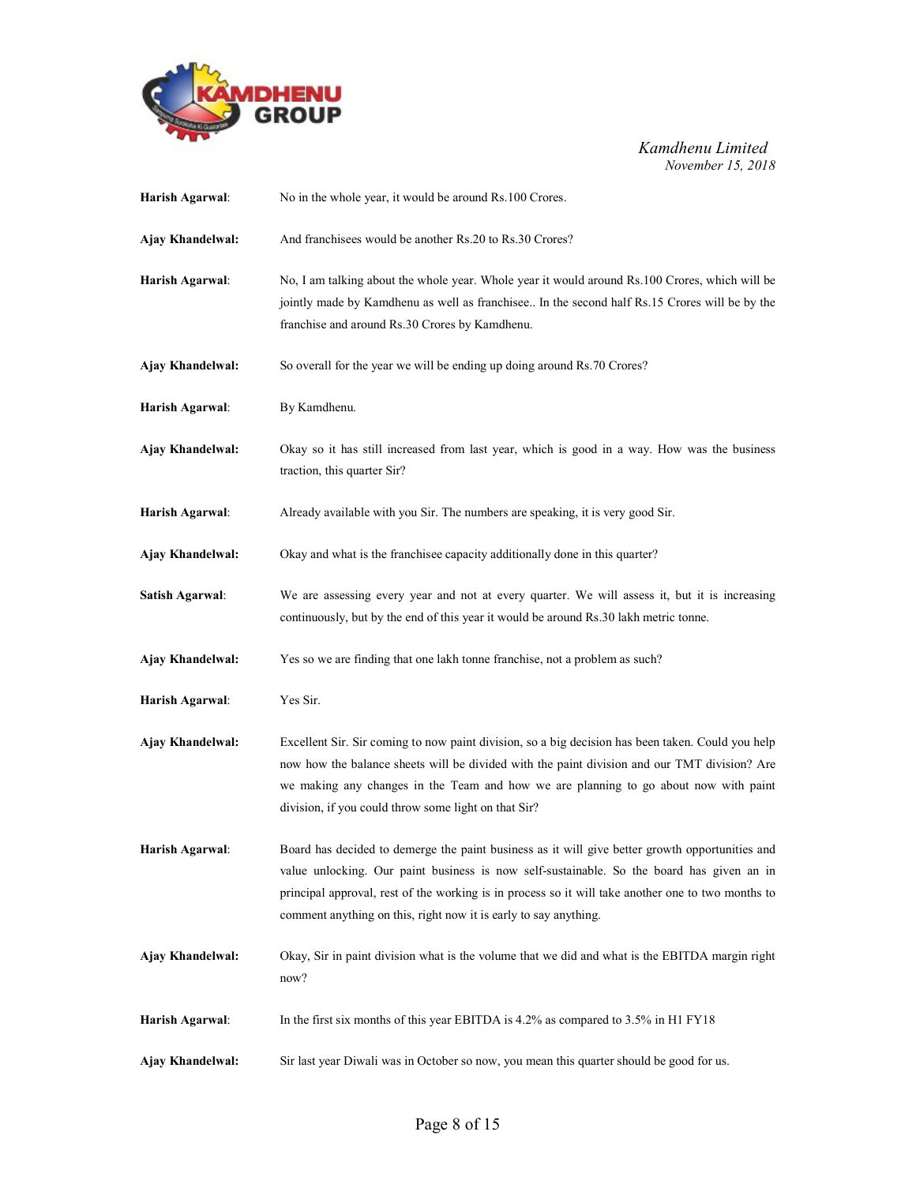**Harish Agarwal**: No in the whole year, it would be around Rs.100 Crores.

**Ajay Khandelwal:** And franchisees would be another Rs.20 to Rs.30 Crores?

**Harish Agarwal**: No, I am talking about the whole year. Whole year it would around Rs.100 Crores, which will be jointly made by Kamdhenu as well as franchisee.. In the second half Rs.15 Crores will be by the franchise and around Rs.30 Crores by Kamdhenu.

**Ajay Khandelwal:** So overall for the year we will be ending up doing around Rs.70 Crores?

**Harish Agarwal**: By Kamdhenu.

**Ajay Khandelwal:** Okay so it has still increased from last year, which is good in a way. How was the business traction, this quarter Sir?

**Harish Agarwal**: Already available with you Sir. The numbers are speaking, it is very good Sir.

**Ajay Khandelwal:** Okay and what is the franchisee capacity additionally done in this quarter?

**Satish Agarwal**: We are assessing every year and not at every quarter. We will assess it, but it is increasing continuously, but by the end of this year it would be around Rs.30 lakh metric tonne.

**Ajay Khandelwal:** Yes so we are finding that one lakh tonne franchise, not a problem as such?

**Harish Agarwal**: Yes Sir.

**Ajay Khandelwal:** Excellent Sir. Sir coming to now paint division, so a big decision has been taken. Could you help now how the balance sheets will be divided with the paint division and our TMT division? Are we making any changes in the Team and how we are planning to go about now with paint division, if you could throw some light on that Sir?

**Harish Agarwal**: Board has decided to demerge the paint business as it will give better growth opportunities and value unlocking. Our paint business is now self-sustainable. So the board has given an in principal approval, rest of the working is in process so it will take another one to two months to comment anything on this, right now it is early to say anything.

**Ajay Khandelwal:** Okay, Sir in paint division what is the volume that we did and what is the EBITDA margin right now?

**Harish Agarwal**: In the first six months of this year EBITDA is 4.2% as compared to 3.5% in H1 FY18

**Ajay Khandelwal:** Sir last year Diwali was in October so now, you mean this quarter should be good for us.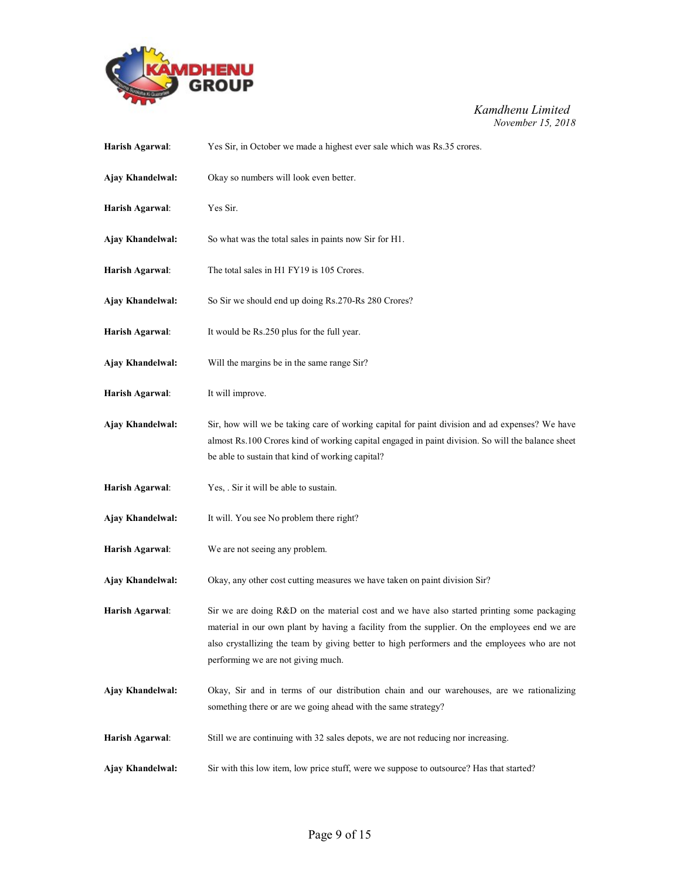**Harish Agarwal**: Yes Sir, in October we made a highest ever sale which was Rs.35 crores.

**Ajay Khandelwal:** Okay so numbers will look even better.

**Harish Agarwal**: Yes Sir.

**Ajay Khandelwal:** So what was the total sales in paints now Sir for H1.

**Harish Agarwal**: The total sales in H1 FY19 is 105 Crores.

**Ajay Khandelwal:** So Sir we should end up doing Rs.270-Rs 280 Crores?

**Harish Agarwal**: It would be Rs.250 plus for the full year.

**Ajay Khandelwal:** Will the margins be in the same range Sir?

**Harish Agarwal**: It will improve.

**Ajay Khandelwal:** Sir, how will we be taking care of working capital for paint division and ad expenses? We have almost Rs.100 Crores kind of working capital engaged in paint division. So will the balance sheet be able to sustain that kind of working capital?

**Harish Agarwal**: Yes, . Sir it will be able to sustain.

**Ajay Khandelwal:** It will. You see No problem there right?

**Harish Agarwal**: We are not seeing any problem.

**Ajay Khandelwal:** Okay, any other cost cutting measures we have taken on paint division Sir?

**Harish Agarwal**: Sir we are doing R&D on the material cost and we have also started printing some packaging material in our own plant by having a facility from the supplier. On the employees end we are also crystallizing the team by giving better to high performers and the employees who are not performing we are not giving much.

**Ajay Khandelwal:** Okay, Sir and in terms of our distribution chain and our warehouses, are we rationalizing something there or are we going ahead with the same strategy?

**Harish Agarwal**: Still we are continuing with 32 sales depots, we are not reducing nor increasing.

**Ajay Khandelwal:** Sir with this low item, low price stuff, were we suppose to outsource? Has that started?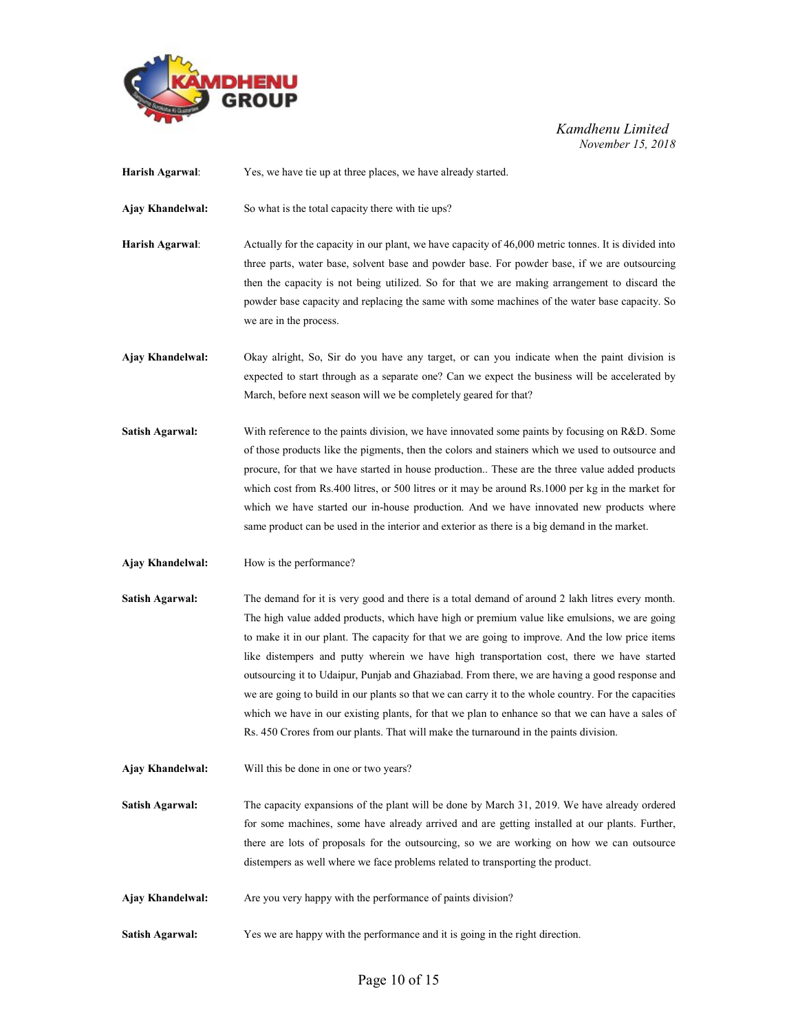**Harish Agarwal**: Yes, we have tie up at three places, we have already started.

**Ajay Khandelwal:** So what is the total capacity there with tie ups?

**Harish Agarwal**: Actually for the capacity in our plant, we have capacity of 46,000 metric tonnes. It is divided into three parts, water base, solvent base and powder base. For powder base, if we are outsourcing then the capacity is not being utilized. So for that we are making arrangement to discard the powder base capacity and replacing the same with some machines of the water base capacity. So we are in the process.

**Ajay Khandelwal:** Okay alright, So, Sir do you have any target, or can you indicate when the paint division is expected to start through as a separate one? Can we expect the business will be accelerated by March, before next season will we be completely geared for that?

**Satish Agarwal:** With reference to the paints division, we have innovated some paints by focusing on R&D. Some of those products like the pigments, then the colors and stainers which we used to outsource and procure, for that we have started in house production.. These are the three value added products which cost from Rs.400 litres, or 500 litres or it may be around Rs.1000 per kg in the market for which we have started our in-house production. And we have innovated new products where same product can be used in the interior and exterior as there is a big demand in the market.

**Ajay Khandelwal:** How is the performance?

**Satish Agarwal:** The demand for it is very good and there is a total demand of around 2 lakh litres every month. The high value added products, which have high or premium value like emulsions, we are going to make it in our plant. The capacity for that we are going to improve. And the low price items like distempers and putty wherein we have high transportation cost, there we have started outsourcing it to Udaipur, Punjab and Ghaziabad. From there, we are having a good response and we are going to build in our plants so that we can carry it to the whole country. For the capacities which we have in our existing plants, for that we plan to enhance so that we can have a sales of Rs. 450 Crores from our plants. That will make the turnaround in the paints division.

**Ajay Khandelwal:** Will this be done in one or two years?

**Satish Agarwal:** The capacity expansions of the plant will be done by March 31, 2019. We have already ordered for some machines, some have already arrived and are getting installed at our plants. Further, there are lots of proposals for the outsourcing, so we are working on how we can outsource distempers as well where we face problems related to transporting the product.

**Ajay Khandelwal:** Are you very happy with the performance of paints division?

**Satish Agarwal:** Yes we are happy with the performance and it is going in the right direction.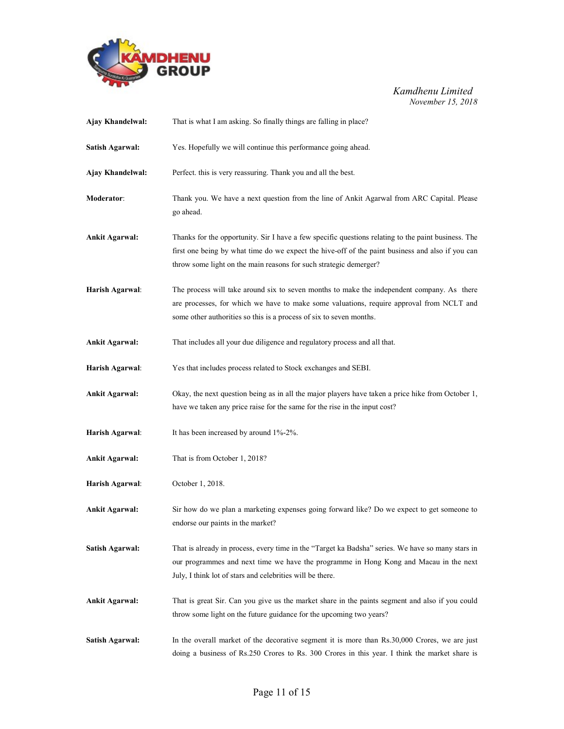**Ajay Khandelwal:** That is what I am asking. So finally things are falling in place?

**Satish Agarwal:** Yes. Hopefully we will continue this performance going ahead.

**Ajay Khandelwal:** Perfect. this is very reassuring. Thank you and all the best.

**Moderator**: Thank you. We have a next question from the line of Ankit Agarwal from ARC Capital. Please go ahead.

**Ankit Agarwal:** Thanks for the opportunity. Sir I have a few specific questions relating to the paint business. The first one being by what time do we expect the hive-off of the paint business and also if you can throw some light on the main reasons for such strategic demerger?

**Harish Agarwal**: The process will take around six to seven months to make the independent company. As there are processes, for which we have to make some valuations, require approval from NCLT and some other authorities so this is a process of six to seven months.

**Ankit Agarwal:** That includes all your due diligence and regulatory process and all that.

**Harish Agarwal**: Yes that includes process related to Stock exchanges and SEBI.

**Ankit Agarwal:** Okay, the next question being as in all the major players have taken a price hike from October 1, have we taken any price raise for the same for the rise in the input cost?

**Harish Agarwal**: It has been increased by around 1%-2%.

**Ankit Agarwal:** That is from October 1, 2018?

**Harish Agarwal**: October 1, 2018.

**Ankit Agarwal:** Sir how do we plan a marketing expenses going forward like? Do we expect to get someone to endorse our paints in the market?

**Satish Agarwal:** That is already in process, every time in the "Target ka Badsha" series. We have so many stars in our programmes and next time we have the programme in Hong Kong and Macau in the next July, I think lot of stars and celebrities will be there.

**Ankit Agarwal:** That is great Sir. Can you give us the market share in the paints segment and also if you could throw some light on the future guidance for the upcoming two years?

**Satish Agarwal:** In the overall market of the decorative segment it is more than Rs.30,000 Crores, we are just doing a business of Rs.250 Crores to Rs. 300 Crores in this year. I think the market share is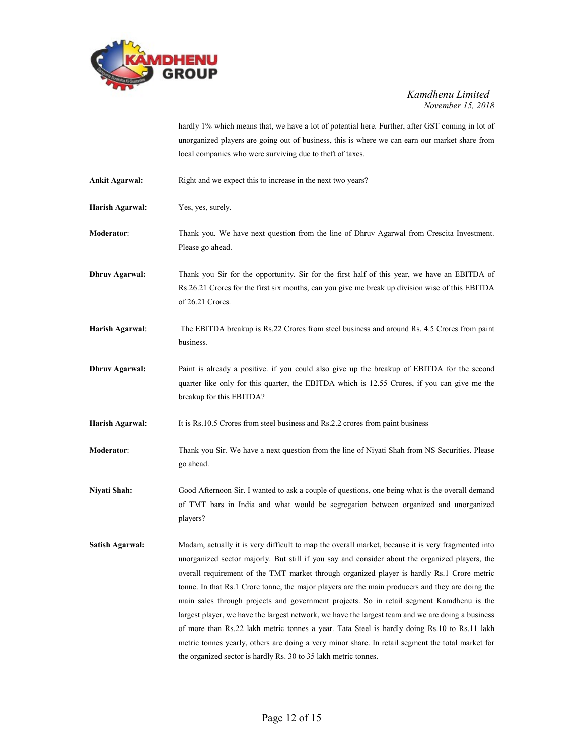hardly 1% which means that, we have a lot of potential here. Further, after GST coming in lot of unorganized players are going out of business, this is where we can earn our market share from local companies who were surviving due to theft of taxes.

**Ankit Agarwal:** Right and we expect this to increase in the next two years?

**Harish Agarwal**: Yes, yes, surely.

**Moderator**: Thank you. We have next question from the line of Dhruv Agarwal from Crescita Investment. Please go ahead.

**Dhruv Agarwal:** Thank you Sir for the opportunity. Sir for the first half of this year, we have an EBITDA of Rs.26.21 Crores for the first six months, can you give me break up division wise of this EBITDA of 26.21 Crores.

**Harish Agarwal**: The EBITDA breakup is Rs.22 Crores from steel business and around Rs. 4.5 Crores from paint business.

**Dhruv Agarwal:** Paint is already a positive. if you could also give up the breakup of EBITDA for the second quarter like only for this quarter, the EBITDA which is 12.55 Crores, if you can give me the breakup for this EBITDA?

**Harish Agarwal**: It is Rs.10.5 Crores from steel business and Rs.2.2 crores from paint business

**Moderator**: Thank you Sir. We have a next question from the line of Niyati Shah from NS Securities. Please go ahead.

**Niyati Shah:** Good Afternoon Sir. I wanted to ask a couple of questions, one being what is the overall demand of TMT bars in India and what would be segregation between organized and unorganized players?

**Satish Agarwal:** Madam, actually it is very difficult to map the overall market, because it is very fragmented into unorganized sector majorly. But still if you say and consider about the organized players, the overall requirement of the TMT market through organized player is hardly Rs.1 Crore metric tonne. In that Rs.1 Crore tonne, the major players are the main producers and they are doing the main sales through projects and government projects. So in retail segment Kamdhenu is the largest player, we have the largest network, we have the largest team and we are doing a business of more than Rs.22 lakh metric tonnes a year. Tata Steel is hardly doing Rs.10 to Rs.11 lakh metric tonnes yearly, others are doing a very minor share. In retail segment the total market for the organized sector is hardly Rs. 30 to 35 lakh metric tonnes.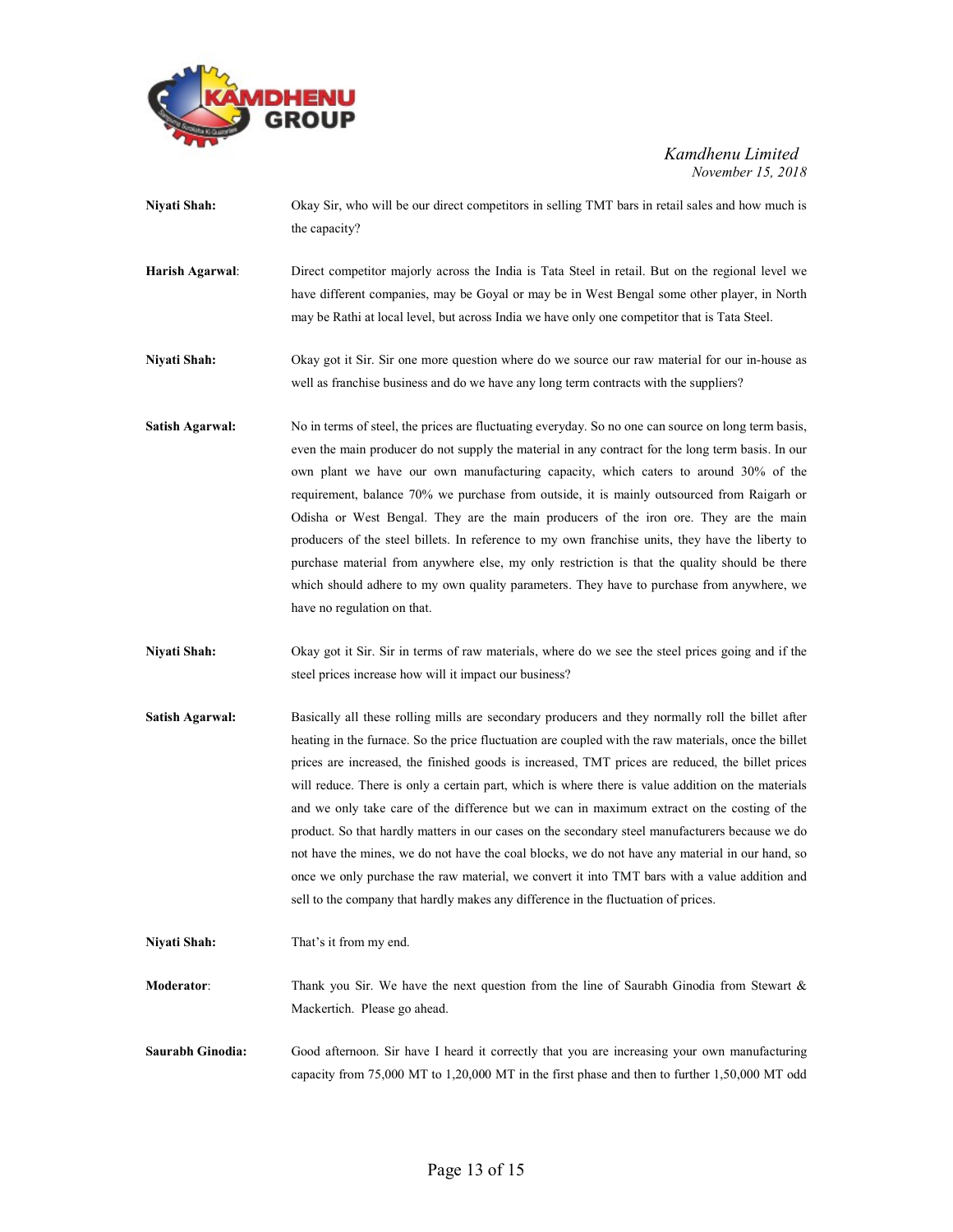**Niyati Shah:** Okay Sir, who will be our direct competitors in selling TMT bars in retail sales and how much is the capacity?

**Harish Agarwal**: Direct competitor majorly across the India is Tata Steel in retail. But on the regional level we have different companies, may be Goyal or may be in West Bengal some other player, in North may be Rathi at local level, but across India we have only one competitor that is Tata Steel.

**Niyati Shah:** Okay got it Sir. Sir one more question where do we source our raw material for our in-house as well as franchise business and do we have any long term contracts with the suppliers?

**Satish Agarwal:** No in terms of steel, the prices are fluctuating everyday. So no one can source on long term basis, even the main producer do not supply the material in any contract for the long term basis. In our own plant we have our own manufacturing capacity, which caters to around 30% of the requirement, balance 70% we purchase from outside, it is mainly outsourced from Raigarh or Odisha or West Bengal. They are the main producers of the iron ore. They are the main producers of the steel billets. In reference to my own franchise units, they have the liberty to purchase material from anywhere else, my only restriction is that the quality should be there which should adhere to my own quality parameters. They have to purchase from anywhere, we have no regulation on that.

**Niyati Shah:** Okay got it Sir. Sir in terms of raw materials, where do we see the steel prices going and if the steel prices increase how will it impact our business?

**Satish Agarwal:** Basically all these rolling mills are secondary producers and they normally roll the billet after heating in the furnace. So the price fluctuation are coupled with the raw materials, once the billet prices are increased, the finished goods is increased, TMT prices are reduced, the billet prices will reduce. There is only a certain part, which is where there is value addition on the materials and we only take care of the difference but we can in maximum extract on the costing of the product. So that hardly matters in our cases on the secondary steel manufacturers because we do not have the mines, we do not have the coal blocks, we do not have any material in our hand, so once we only purchase the raw material, we convert it into TMT bars with a value addition and sell to the company that hardly makes any difference in the fluctuation of prices.

**Niyati Shah:** That's it from my end.

**Moderator**: Thank you Sir. We have the next question from the line of Saurabh Ginodia from Stewart & Mackertich. Please go ahead.

**Saurabh Ginodia:** Good afternoon. Sir have I heard it correctly that you are increasing your own manufacturing capacity from 75,000 MT to 1,20,000 MT in the first phase and then to further 1,50,000 MT odd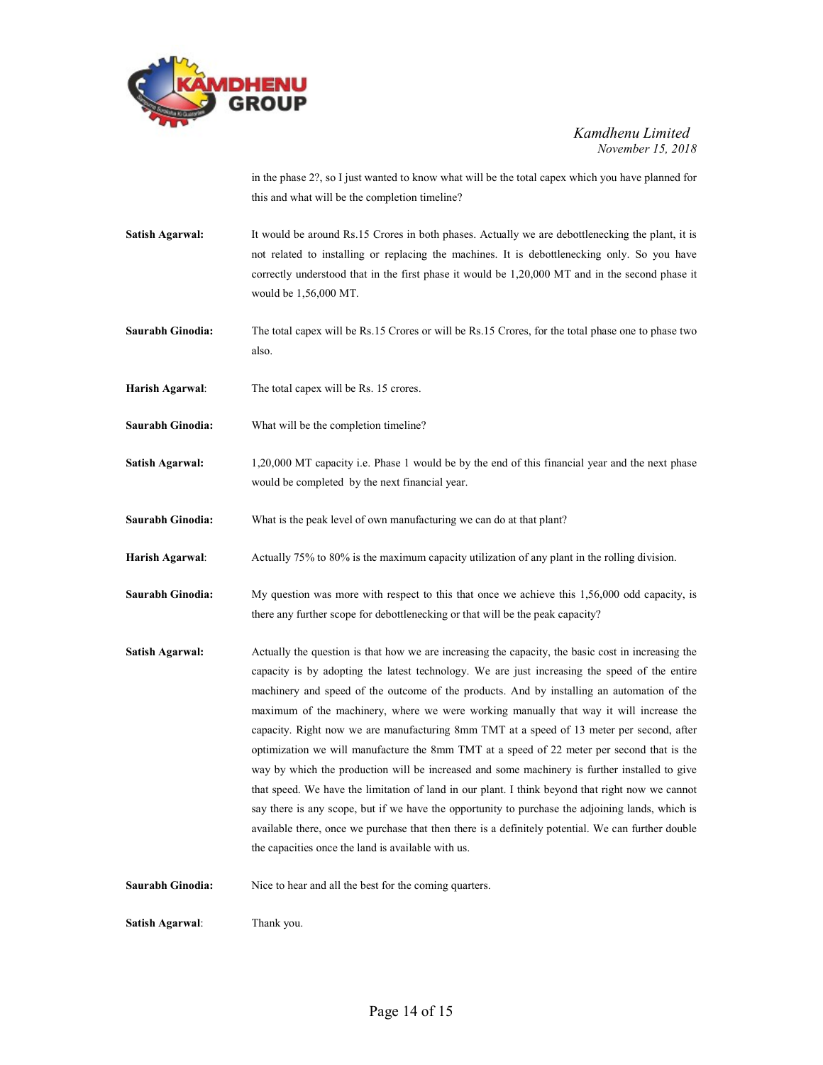in the phase 2?, so I just wanted to know what will be the total capex which you have planned for this and what will be the completion timeline?

**Satish Agarwal:** It would be around Rs.15 Crores in both phases. Actually we are debottlenecking the plant, it is not related to installing or replacing the machines. It is debottlenecking only. So you have correctly understood that in the first phase it would be 1,20,000 MT and in the second phase it would be 1,56,000 MT.

**Saurabh Ginodia:** The total capex will be Rs.15 Crores or will be Rs.15 Crores, for the total phase one to phase two also.

**Harish Agarwal:** The total capex will be Rs. 15 crores.

**Saurabh Ginodia:** What will be the completion timeline?

**Satish Agarwal:** 1,20,000 MT capacity i.e. Phase 1 would be by the end of this financial year and the next phase would be completed by the next financial year.

**Saurabh Ginodia:** What is the peak level of own manufacturing we can do at that plant?

**Harish Agarwal:** Actually 75% to 80% is the maximum capacity utilization of any plant in the rolling division.

**Saurabh Ginodia:** My question was more with respect to this that once we achieve this 1,56,000 odd capacity, is there any further scope for debottlenecking or that will be the peak capacity?

**Satish Agarwal:** Actually the question is that how we are increasing the capacity, the basic cost in increasing the capacity is by adopting the latest technology. We are just increasing the speed of the entire machinery and speed of the outcome of the products. And by installing an automation of the maximum of the machinery, where we were working manually that way it will increase the capacity. Right now we are manufacturing 8mm TMT at a speed of 13 meter per second, after optimization we will manufacture the 8mm TMT at a speed of 22 meter per second that is the way by which the production will be increased and some machinery is further installed to give that speed. We have the limitation of land in our plant. I think beyond that right now we cannot say there is any scope, but if we have the opportunity to purchase the adjoining lands, which is available there, once we purchase that then there is a definitely potential. We can further double the capacities once the land is available with us.

**Saurabh Ginodia:** Nice to hear and all the best for the coming quarters.

**Satish Agarwal:** Thank you.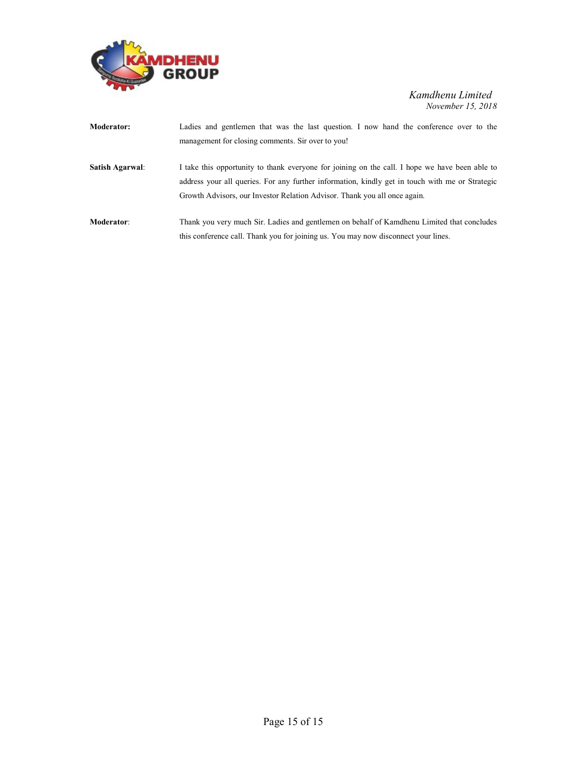**Moderator:** Ladies and gentlemen that was the last question. I now hand the conference over to the management for closing comments. Sir over to you!

**Satish Agarwal**: I take this opportunity to thank everyone for joining on the call. I hope we have been able to address your all queries. For any further information, kindly get in touch with me or Strategic Growth Advisors, our Investor Relation Advisor. Thank you all once again.

**Moderator**: Thank you very much Sir. Ladies and gentlemen on behalf of Kamdhenu Limited that concludes this conference call. Thank you for joining us. You may now disconnect your lines.